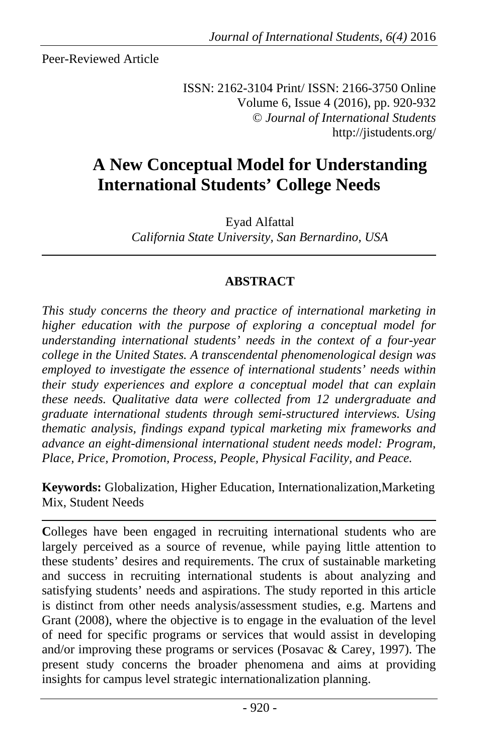Peer-Reviewed Article

ISSN: 2162-3104 Print/ ISSN: 2166-3750 Online
Volume 6, Issue 4 (2016), pp. 920-932
© *Journal of International Students*
http://jistudents.org/

# A New Conceptual Model for Understanding International Students' College Needs

Eyad Alfattal
*California State University, San Bernardino, USA*

---

## ABSTRACT

*This study concerns the theory and practice of international marketing in higher education with the purpose of exploring a conceptual model for understanding international students' needs in the context of a four-year college in the United States. A transcendental phenomenological design was employed to investigate the essence of international students' needs within their study experiences and explore a conceptual model that can explain these needs. Qualitative data were collected from 12 undergraduate and graduate international students through semi-structured interviews. Using thematic analysis, findings expand typical marketing mix frameworks and advance an eight-dimensional international student needs model: Program, Place, Price, Promotion, Process, People, Physical Facility, and Peace.*

**Keywords:** Globalization, Higher Education, Internationalization,Marketing Mix, Student Needs

---

**C**olleges have been engaged in recruiting international students who are largely perceived as a source of revenue, while paying little attention to these students' desires and requirements. The crux of sustainable marketing and success in recruiting international students is about analyzing and satisfying students' needs and aspirations. The study reported in this article is distinct from other needs analysis/assessment studies, e.g. Martens and Grant (2008), where the objective is to engage in the evaluation of the level of need for specific programs or services that would assist in developing and/or improving these programs or services (Posavac & Carey, 1997). The present study concerns the broader phenomena and aims at providing insights for campus level strategic internationalization planning.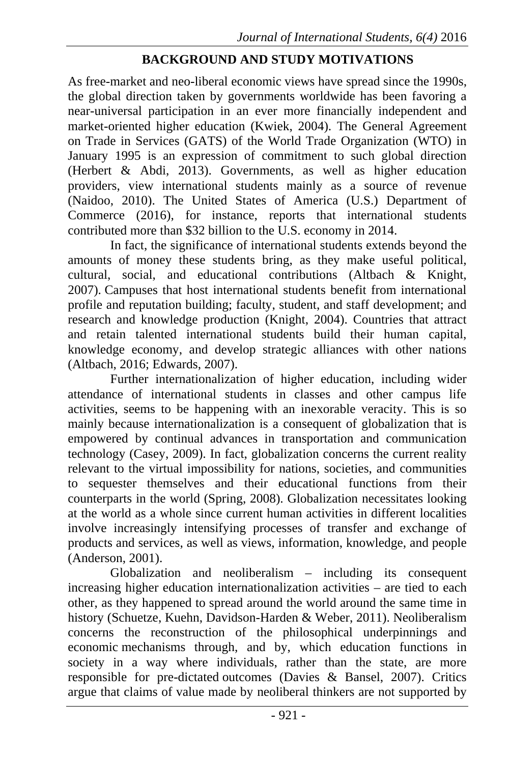## BACKGROUND AND STUDY MOTIVATIONS

As free-market and neo-liberal economic views have spread since the 1990s, the global direction taken by governments worldwide has been favoring a near-universal participation in an ever more financially independent and market-oriented higher education (Kwiek, 2004). The General Agreement on Trade in Services (GATS) of the World Trade Organization (WTO) in January 1995 is an expression of commitment to such global direction (Herbert & Abdi, 2013). Governments, as well as higher education providers, view international students mainly as a source of revenue (Naidoo, 2010). The United States of America (U.S.) Department of Commerce (2016), for instance, reports that international students contributed more than $32 billion to the U.S. economy in 2014.

In fact, the significance of international students extends beyond the amounts of money these students bring, as they make useful political, cultural, social, and educational contributions (Altbach & Knight, 2007). Campuses that host international students benefit from international profile and reputation building; faculty, student, and staff development; and research and knowledge production (Knight, 2004). Countries that attract and retain talented international students build their human capital, knowledge economy, and develop strategic alliances with other nations (Altbach, 2016; Edwards, 2007).

Further internationalization of higher education, including wider attendance of international students in classes and other campus life activities, seems to be happening with an inexorable veracity. This is so mainly because internationalization is a consequent of globalization that is empowered by continual advances in transportation and communication technology (Casey, 2009). In fact, globalization concerns the current reality relevant to the virtual impossibility for nations, societies, and communities to sequester themselves and their educational functions from their counterparts in the world (Spring, 2008). Globalization necessitates looking at the world as a whole since current human activities in different localities involve increasingly intensifying processes of transfer and exchange of products and services, as well as views, information, knowledge, and people (Anderson, 2001).

Globalization and neoliberalism – including its consequent increasing higher education internationalization activities – are tied to each other, as they happened to spread around the world around the same time in history (Schuetze, Kuehn, Davidson-Harden & Weber, 2011). Neoliberalism concerns the reconstruction of the philosophical underpinnings and economic mechanisms through, and by, which education functions in society in a way where individuals, rather than the state, are more responsible for pre-dictated outcomes (Davies & Bansel, 2007). Critics argue that claims of value made by neoliberal thinkers are not supported by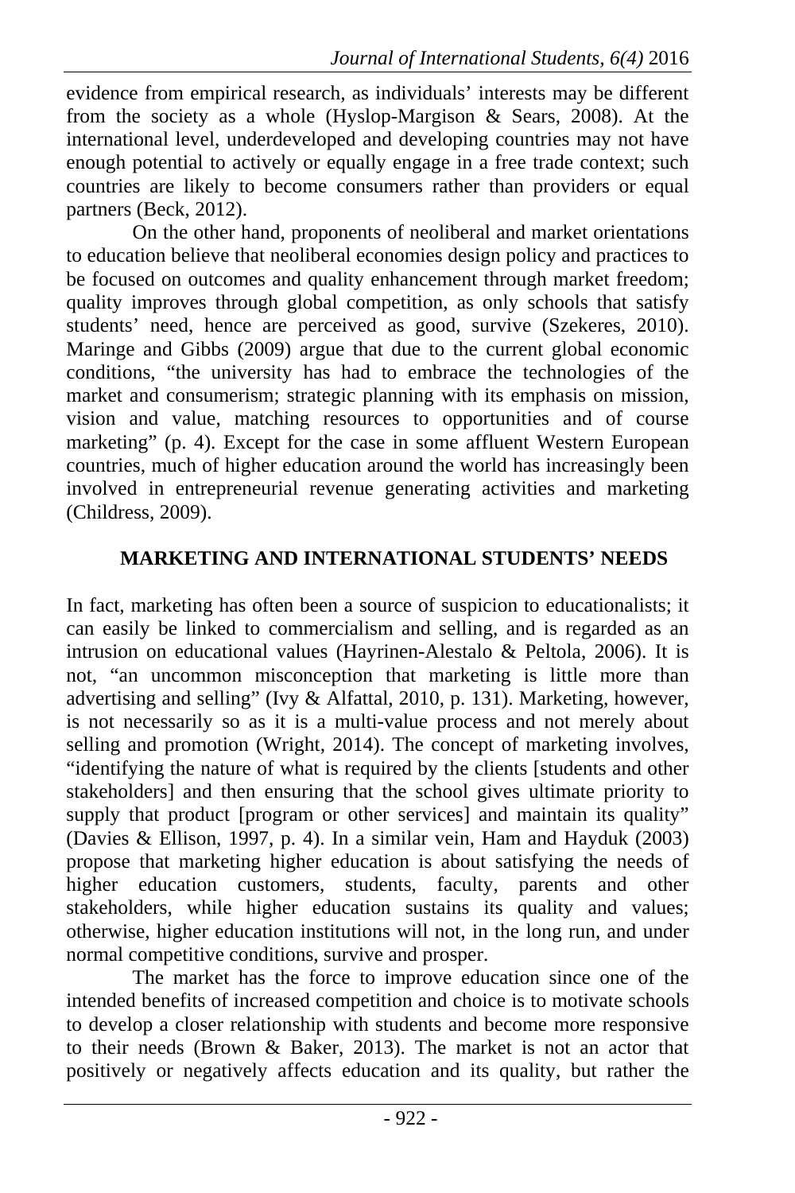evidence from empirical research, as individuals' interests may be different from the society as a whole (Hyslop-Margison & Sears, 2008). At the international level, underdeveloped and developing countries may not have enough potential to actively or equally engage in a free trade context; such countries are likely to become consumers rather than providers or equal partners (Beck, 2012).

On the other hand, proponents of neoliberal and market orientations to education believe that neoliberal economies design policy and practices to be focused on outcomes and quality enhancement through market freedom; quality improves through global competition, as only schools that satisfy students' need, hence are perceived as good, survive (Szekeres, 2010). Maringe and Gibbs (2009) argue that due to the current global economic conditions, "the university has had to embrace the technologies of the market and consumerism; strategic planning with its emphasis on mission, vision and value, matching resources to opportunities and of course marketing" (p. 4). Except for the case in some affluent Western European countries, much of higher education around the world has increasingly been involved in entrepreneurial revenue generating activities and marketing (Childress, 2009).

## MARKETING AND INTERNATIONAL STUDENTS' NEEDS

In fact, marketing has often been a source of suspicion to educationalists; it can easily be linked to commercialism and selling, and is regarded as an intrusion on educational values (Hayrinen-Alestalo & Peltola, 2006). It is not, "an uncommon misconception that marketing is little more than advertising and selling" (Ivy & Alfattal, 2010, p. 131). Marketing, however, is not necessarily so as it is a multi-value process and not merely about selling and promotion (Wright, 2014). The concept of marketing involves, "identifying the nature of what is required by the clients [students and other stakeholders] and then ensuring that the school gives ultimate priority to supply that product [program or other services] and maintain its quality" (Davies & Ellison, 1997, p. 4). In a similar vein, Ham and Hayduk (2003) propose that marketing higher education is about satisfying the needs of higher education customers, students, faculty, parents and other stakeholders, while higher education sustains its quality and values; otherwise, higher education institutions will not, in the long run, and under normal competitive conditions, survive and prosper.

The market has the force to improve education since one of the intended benefits of increased competition and choice is to motivate schools to develop a closer relationship with students and become more responsive to their needs (Brown & Baker, 2013). The market is not an actor that positively or negatively affects education and its quality, but rather the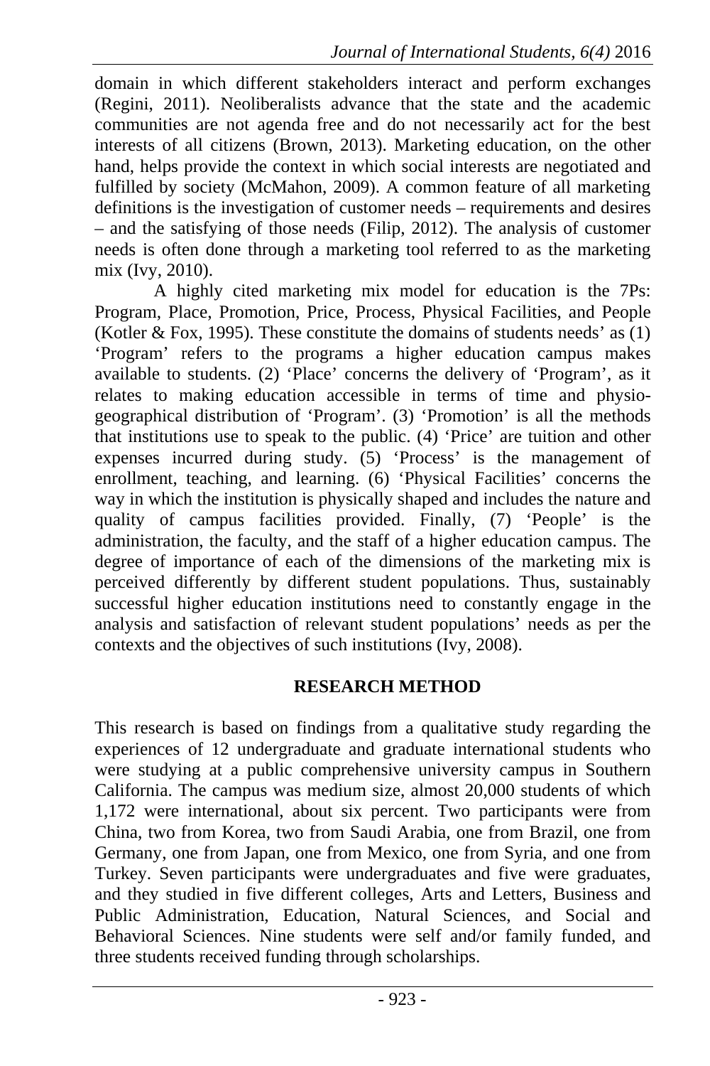domain in which different stakeholders interact and perform exchanges (Regini, 2011). Neoliberalists advance that the state and the academic communities are not agenda free and do not necessarily act for the best interests of all citizens (Brown, 2013). Marketing education, on the other hand, helps provide the context in which social interests are negotiated and fulfilled by society (McMahon, 2009). A common feature of all marketing definitions is the investigation of customer needs – requirements and desires – and the satisfying of those needs (Filip, 2012). The analysis of customer needs is often done through a marketing tool referred to as the marketing mix (Ivy, 2010).

A highly cited marketing mix model for education is the 7Ps: Program, Place, Promotion, Price, Process, Physical Facilities, and People (Kotler & Fox, 1995). These constitute the domains of students needs' as (1) 'Program' refers to the programs a higher education campus makes available to students. (2) 'Place' concerns the delivery of 'Program', as it relates to making education accessible in terms of time and physio-geographical distribution of 'Program'. (3) 'Promotion' is all the methods that institutions use to speak to the public. (4) 'Price' are tuition and other expenses incurred during study. (5) 'Process' is the management of enrollment, teaching, and learning. (6) 'Physical Facilities' concerns the way in which the institution is physically shaped and includes the nature and quality of campus facilities provided. Finally, (7) 'People' is the administration, the faculty, and the staff of a higher education campus. The degree of importance of each of the dimensions of the marketing mix is perceived differently by different student populations. Thus, sustainably successful higher education institutions need to constantly engage in the analysis and satisfaction of relevant student populations' needs as per the contexts and the objectives of such institutions (Ivy, 2008).

## RESEARCH METHOD

This research is based on findings from a qualitative study regarding the experiences of 12 undergraduate and graduate international students who were studying at a public comprehensive university campus in Southern California. The campus was medium size, almost 20,000 students of which 1,172 were international, about six percent. Two participants were from China, two from Korea, two from Saudi Arabia, one from Brazil, one from Germany, one from Japan, one from Mexico, one from Syria, and one from Turkey. Seven participants were undergraduates and five were graduates, and they studied in five different colleges, Arts and Letters, Business and Public Administration, Education, Natural Sciences, and Social and Behavioral Sciences. Nine students were self and/or family funded, and three students received funding through scholarships.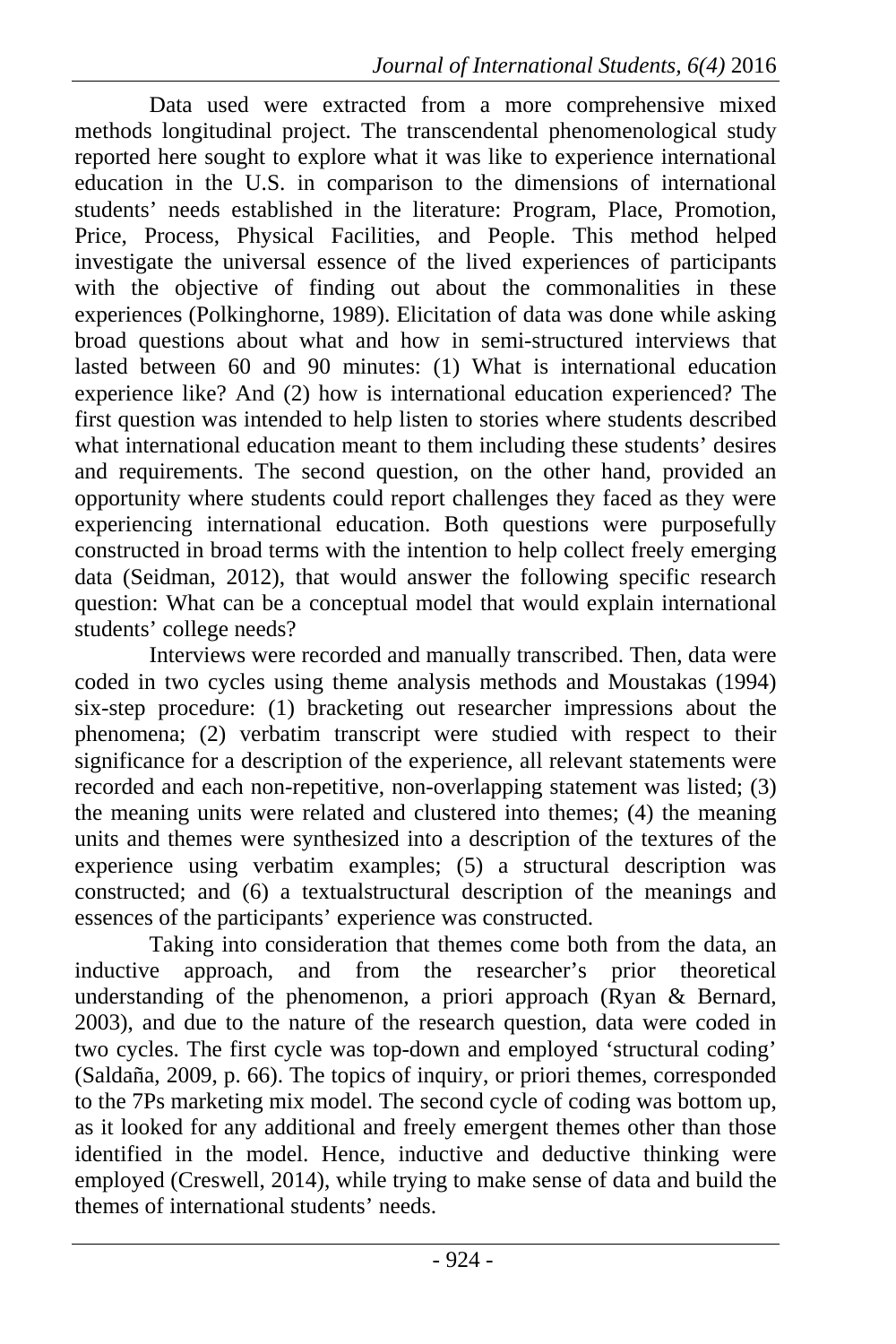Data used were extracted from a more comprehensive mixed methods longitudinal project. The transcendental phenomenological study reported here sought to explore what it was like to experience international education in the U.S. in comparison to the dimensions of international students' needs established in the literature: Program, Place, Promotion, Price, Process, Physical Facilities, and People. This method helped investigate the universal essence of the lived experiences of participants with the objective of finding out about the commonalities in these experiences (Polkinghorne, 1989). Elicitation of data was done while asking broad questions about what and how in semi-structured interviews that lasted between 60 and 90 minutes: (1) What is international education experience like? And (2) how is international education experienced? The first question was intended to help listen to stories where students described what international education meant to them including these students' desires and requirements. The second question, on the other hand, provided an opportunity where students could report challenges they faced as they were experiencing international education. Both questions were purposefully constructed in broad terms with the intention to help collect freely emerging data (Seidman, 2012), that would answer the following specific research question: What can be a conceptual model that would explain international students' college needs?

Interviews were recorded and manually transcribed. Then, data were coded in two cycles using theme analysis methods and Moustakas (1994) six-step procedure: (1) bracketing out researcher impressions about the phenomena; (2) verbatim transcript were studied with respect to their significance for a description of the experience, all relevant statements were recorded and each non-repetitive, non-overlapping statement was listed; (3) the meaning units were related and clustered into themes; (4) the meaning units and themes were synthesized into a description of the textures of the experience using verbatim examples; (5) a structural description was constructed; and (6) a textualstructural description of the meanings and essences of the participants' experience was constructed.

Taking into consideration that themes come both from the data, an inductive approach, and from the researcher's prior theoretical understanding of the phenomenon, a priori approach (Ryan & Bernard, 2003), and due to the nature of the research question, data were coded in two cycles. The first cycle was top-down and employed 'structural coding' (Saldaña, 2009, p. 66). The topics of inquiry, or priori themes, corresponded to the 7Ps marketing mix model. The second cycle of coding was bottom up, as it looked for any additional and freely emergent themes other than those identified in the model. Hence, inductive and deductive thinking were employed (Creswell, 2014), while trying to make sense of data and build the themes of international students' needs.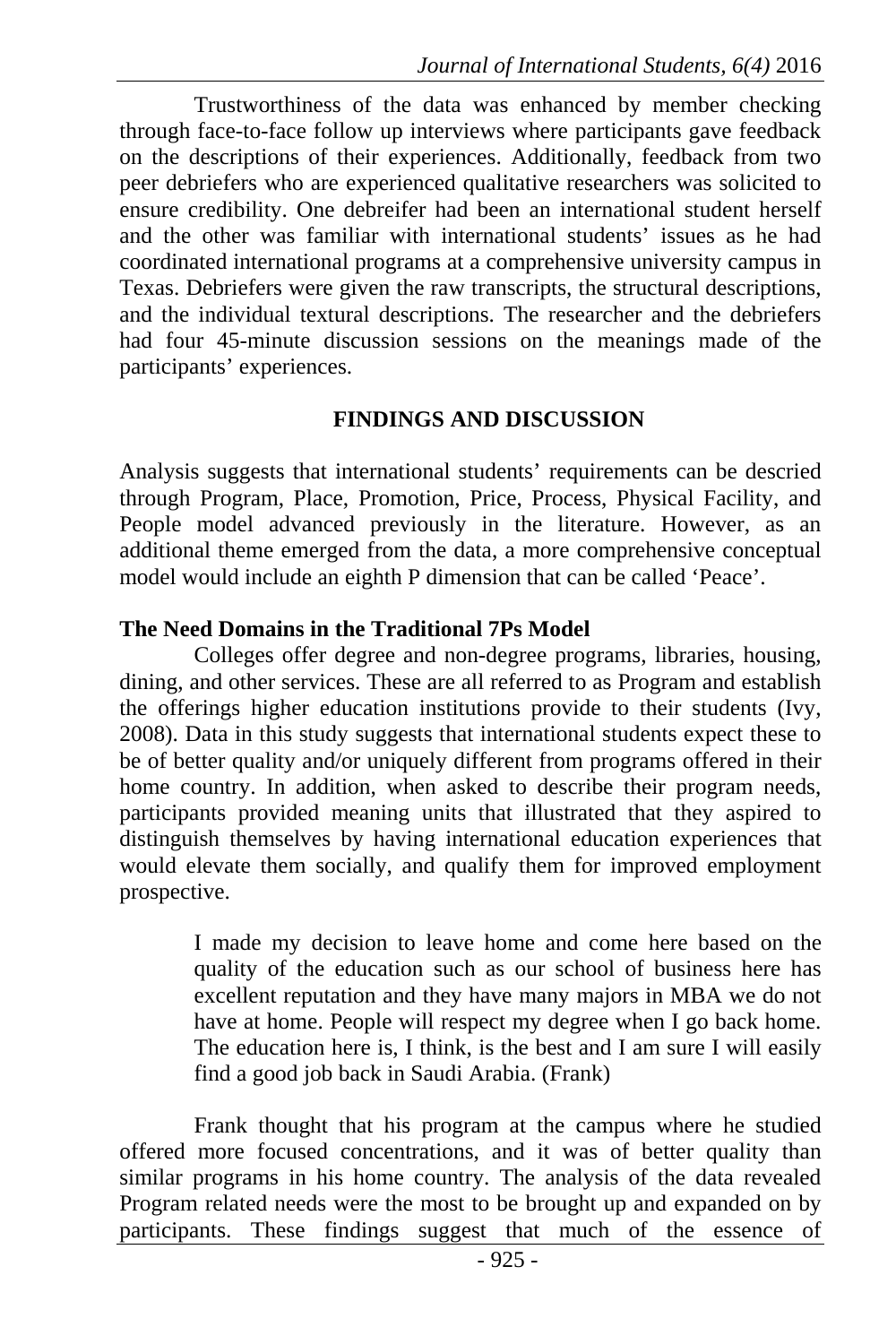Trustworthiness of the data was enhanced by member checking through face-to-face follow up interviews where participants gave feedback on the descriptions of their experiences. Additionally, feedback from two peer debriefers who are experienced qualitative researchers was solicited to ensure credibility. One debreifer had been an international student herself and the other was familiar with international students' issues as he had coordinated international programs at a comprehensive university campus in Texas. Debriefers were given the raw transcripts, the structural descriptions, and the individual textural descriptions. The researcher and the debriefers had four 45-minute discussion sessions on the meanings made of the participants' experiences.

## FINDINGS AND DISCUSSION

Analysis suggests that international students' requirements can be descried through Program, Place, Promotion, Price, Process, Physical Facility, and People model advanced previously in the literature. However, as an additional theme emerged from the data, a more comprehensive conceptual model would include an eighth P dimension that can be called 'Peace'.

### The Need Domains in the Traditional 7Ps Model

Colleges offer degree and non-degree programs, libraries, housing, dining, and other services. These are all referred to as Program and establish the offerings higher education institutions provide to their students (Ivy, 2008). Data in this study suggests that international students expect these to be of better quality and/or uniquely different from programs offered in their home country. In addition, when asked to describe their program needs, participants provided meaning units that illustrated that they aspired to distinguish themselves by having international education experiences that would elevate them socially, and qualify them for improved employment prospective.

> I made my decision to leave home and come here based on the quality of the education such as our school of business here has excellent reputation and they have many majors in MBA we do not have at home. People will respect my degree when I go back home. The education here is, I think, is the best and I am sure I will easily find a good job back in Saudi Arabia. (Frank)

Frank thought that his program at the campus where he studied offered more focused concentrations, and it was of better quality than similar programs in his home country. The analysis of the data revealed Program related needs were the most to be brought up and expanded on by participants. These findings suggest that much of the essence of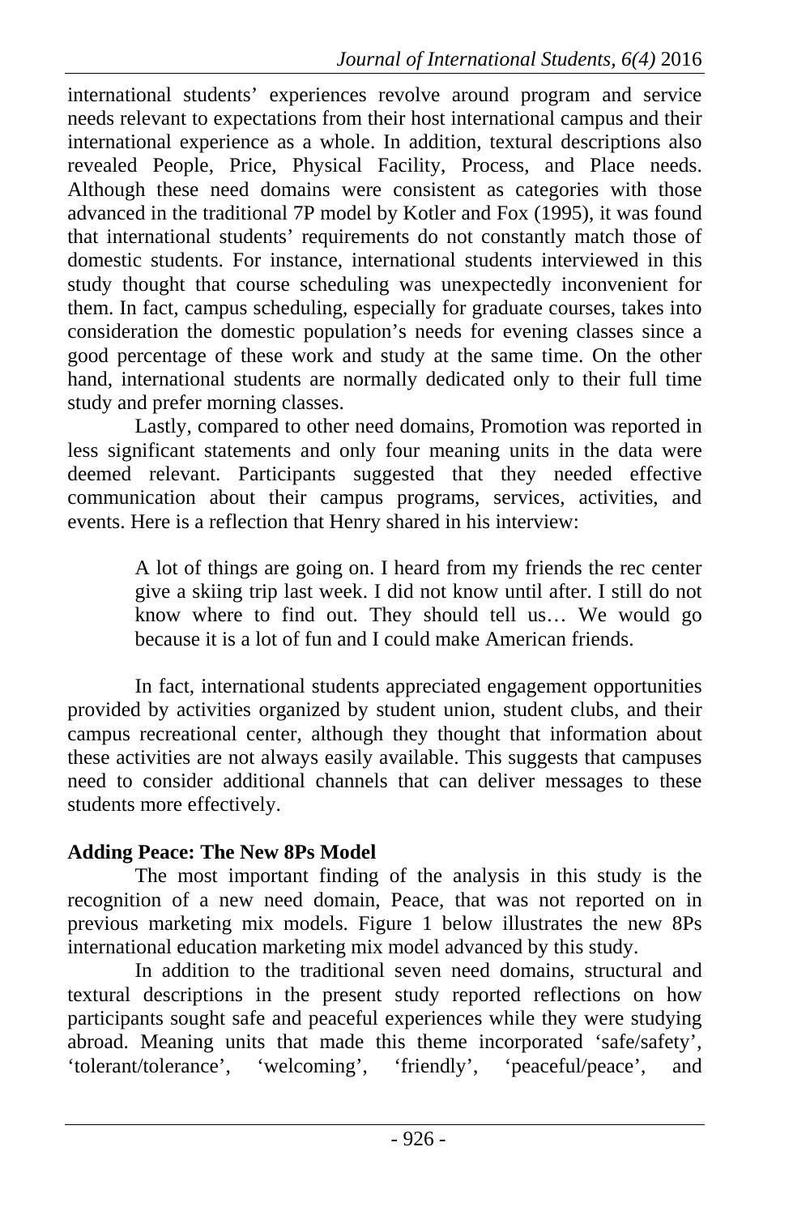international students' experiences revolve around program and service needs relevant to expectations from their host international campus and their international experience as a whole. In addition, textural descriptions also revealed People, Price, Physical Facility, Process, and Place needs. Although these need domains were consistent as categories with those advanced in the traditional 7P model by Kotler and Fox (1995), it was found that international students' requirements do not constantly match those of domestic students. For instance, international students interviewed in this study thought that course scheduling was unexpectedly inconvenient for them. In fact, campus scheduling, especially for graduate courses, takes into consideration the domestic population's needs for evening classes since a good percentage of these work and study at the same time. On the other hand, international students are normally dedicated only to their full time study and prefer morning classes.

Lastly, compared to other need domains, Promotion was reported in less significant statements and only four meaning units in the data were deemed relevant. Participants suggested that they needed effective communication about their campus programs, services, activities, and events. Here is a reflection that Henry shared in his interview:

> A lot of things are going on. I heard from my friends the rec center give a skiing trip last week. I did not know until after. I still do not know where to find out. They should tell us… We would go because it is a lot of fun and I could make American friends.

In fact, international students appreciated engagement opportunities provided by activities organized by student union, student clubs, and their campus recreational center, although they thought that information about these activities are not always easily available. This suggests that campuses need to consider additional channels that can deliver messages to these students more effectively.

**Adding Peace: The New 8Ps Model**

The most important finding of the analysis in this study is the recognition of a new need domain, Peace, that was not reported on in previous marketing mix models. Figure 1 below illustrates the new 8Ps international education marketing mix model advanced by this study.

In addition to the traditional seven need domains, structural and textural descriptions in the present study reported reflections on how participants sought safe and peaceful experiences while they were studying abroad. Meaning units that made this theme incorporated 'safe/safety', 'tolerant/tolerance', 'welcoming', 'friendly', 'peaceful/peace', and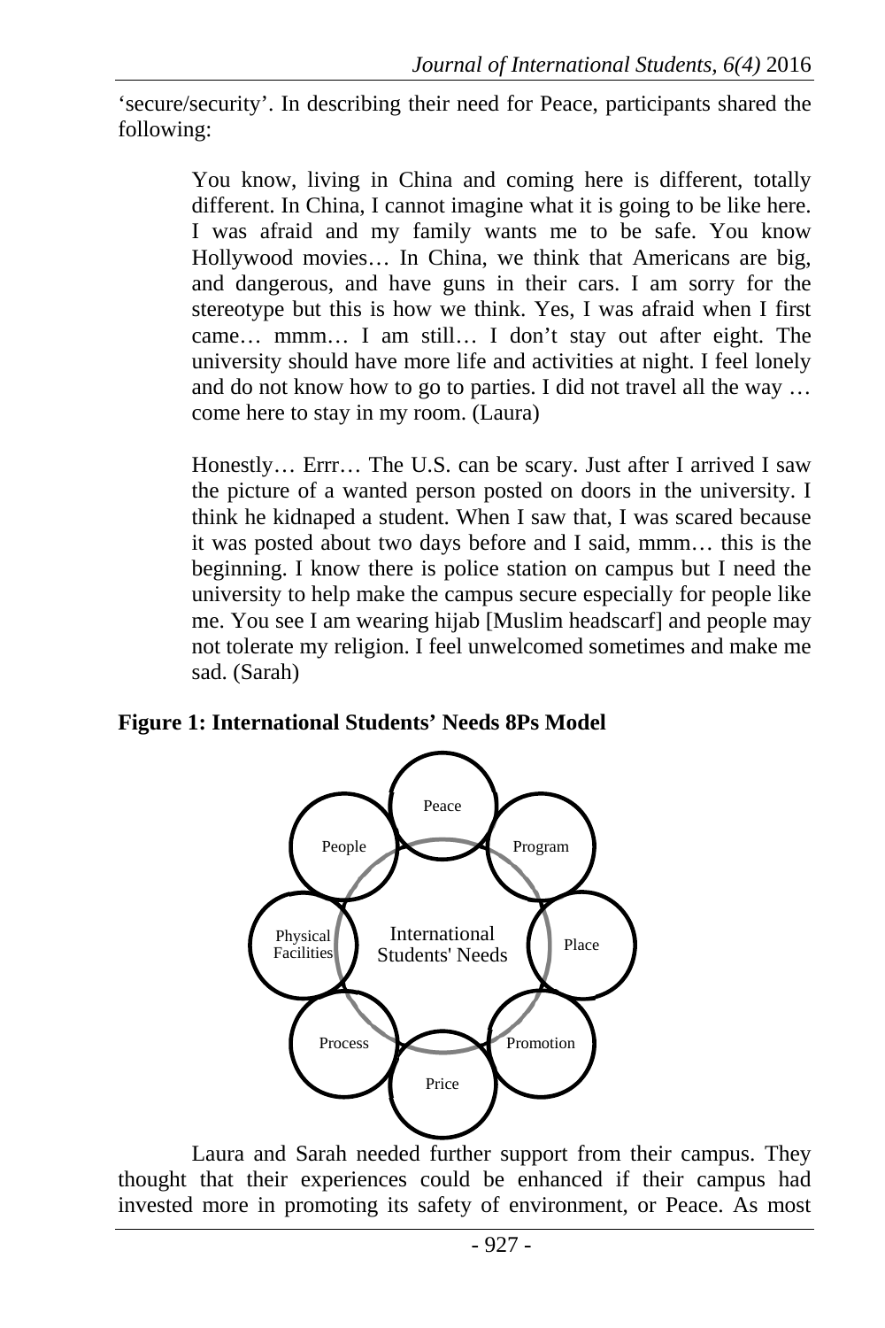'secure/security'. In describing their need for Peace, participants shared the following:

> You know, living in China and coming here is different, totally different. In China, I cannot imagine what it is going to be like here. I was afraid and my family wants me to be safe. You know Hollywood movies… In China, we think that Americans are big, and dangerous, and have guns in their cars. I am sorry for the stereotype but this is how we think. Yes, I was afraid when I first came… mmm… I am still… I don't stay out after eight. The university should have more life and activities at night. I feel lonely and do not know how to go to parties. I did not travel all the way … come here to stay in my room. (Laura)

> Honestly… Errr… The U.S. can be scary. Just after I arrived I saw the picture of a wanted person posted on doors in the university. I think he kidnaped a student. When I saw that, I was scared because it was posted about two days before and I said, mmm… this is the beginning. I know there is police station on campus but I need the university to help make the campus secure especially for people like me. You see I am wearing hijab [Muslim headscarf] and people may not tolerate my religion. I feel unwelcomed sometimes and make me sad. (Sarah)

**Figure 1: International Students' Needs 8Ps Model**

International Students' Needs: Peace, Program, Place, Promotion, Price, Process, Physical Facilities, People

Laura and Sarah needed further support from their campus. They thought that their experiences could be enhanced if their campus had invested more in promoting its safety of environment, or Peace. As most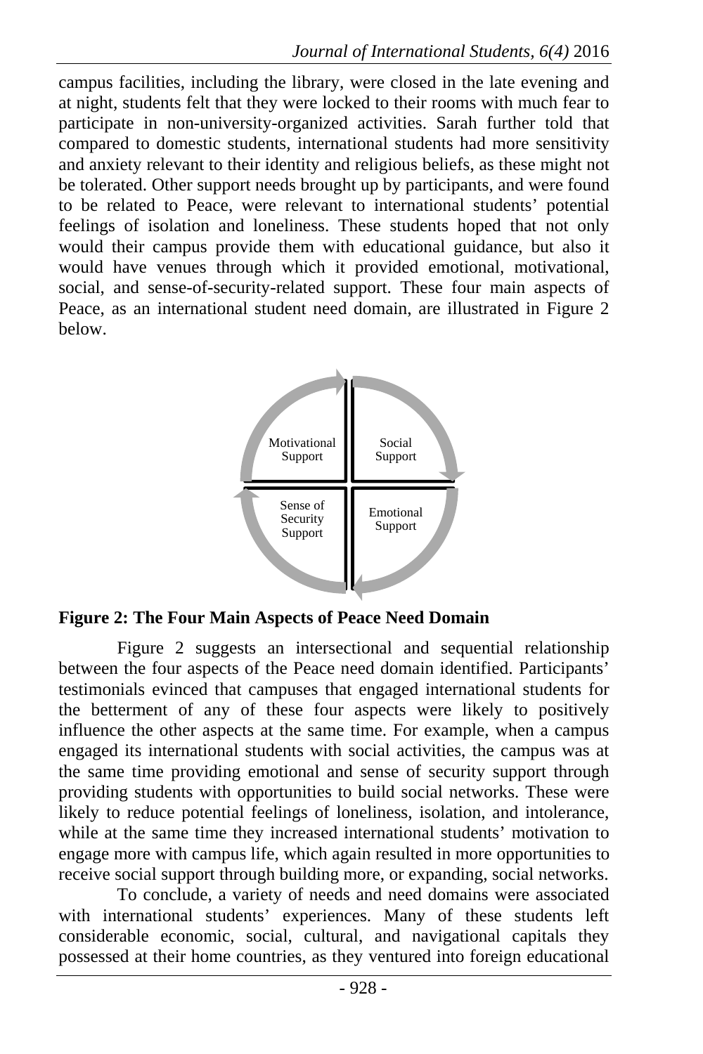campus facilities, including the library, were closed in the late evening and at night, students felt that they were locked to their rooms with much fear to participate in non-university-organized activities. Sarah further told that compared to domestic students, international students had more sensitivity and anxiety relevant to their identity and religious beliefs, as these might not be tolerated. Other support needs brought up by participants, and were found to be related to Peace, were relevant to international students' potential feelings of isolation and loneliness. These students hoped that not only would their campus provide them with educational guidance, but also it would have venues through which it provided emotional, motivational, social, and sense-of-security-related support. These four main aspects of Peace, as an international student need domain, are illustrated in Figure 2 below.

Motivational Support | Social Support | Sense of Security Support | Emotional Support

**Figure 2: The Four Main Aspects of Peace Need Domain**

Figure 2 suggests an intersectional and sequential relationship between the four aspects of the Peace need domain identified. Participants' testimonials evinced that campuses that engaged international students for the betterment of any of these four aspects were likely to positively influence the other aspects at the same time. For example, when a campus engaged its international students with social activities, the campus was at the same time providing emotional and sense of security support through providing students with opportunities to build social networks. These were likely to reduce potential feelings of loneliness, isolation, and intolerance, while at the same time they increased international students' motivation to engage more with campus life, which again resulted in more opportunities to receive social support through building more, or expanding, social networks.

To conclude, a variety of needs and need domains were associated with international students' experiences. Many of these students left considerable economic, social, cultural, and navigational capitals they possessed at their home countries, as they ventured into foreign educational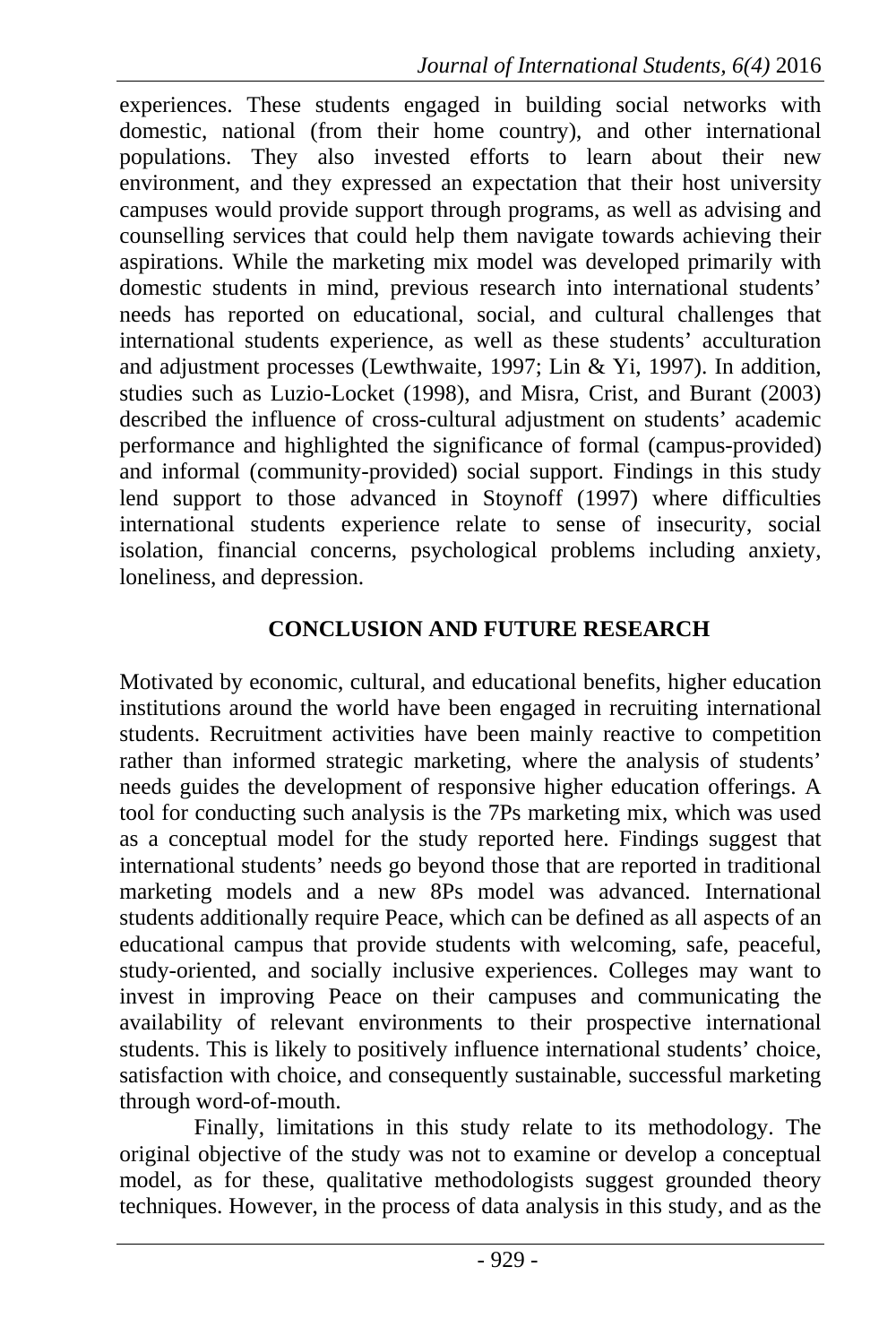experiences. These students engaged in building social networks with domestic, national (from their home country), and other international populations. They also invested efforts to learn about their new environment, and they expressed an expectation that their host university campuses would provide support through programs, as well as advising and counselling services that could help them navigate towards achieving their aspirations. While the marketing mix model was developed primarily with domestic students in mind, previous research into international students' needs has reported on educational, social, and cultural challenges that international students experience, as well as these students' acculturation and adjustment processes (Lewthwaite, 1997; Lin & Yi, 1997). In addition, studies such as Luzio-Locket (1998), and Misra, Crist, and Burant (2003) described the influence of cross-cultural adjustment on students' academic performance and highlighted the significance of formal (campus-provided) and informal (community-provided) social support. Findings in this study lend support to those advanced in Stoynoff (1997) where difficulties international students experience relate to sense of insecurity, social isolation, financial concerns, psychological problems including anxiety, loneliness, and depression.

## CONCLUSION AND FUTURE RESEARCH

Motivated by economic, cultural, and educational benefits, higher education institutions around the world have been engaged in recruiting international students. Recruitment activities have been mainly reactive to competition rather than informed strategic marketing, where the analysis of students' needs guides the development of responsive higher education offerings. A tool for conducting such analysis is the 7Ps marketing mix, which was used as a conceptual model for the study reported here. Findings suggest that international students' needs go beyond those that are reported in traditional marketing models and a new 8Ps model was advanced. International students additionally require Peace, which can be defined as all aspects of an educational campus that provide students with welcoming, safe, peaceful, study-oriented, and socially inclusive experiences. Colleges may want to invest in improving Peace on their campuses and communicating the availability of relevant environments to their prospective international students. This is likely to positively influence international students' choice, satisfaction with choice, and consequently sustainable, successful marketing through word-of-mouth.

Finally, limitations in this study relate to its methodology. The original objective of the study was not to examine or develop a conceptual model, as for these, qualitative methodologists suggest grounded theory techniques. However, in the process of data analysis in this study, and as the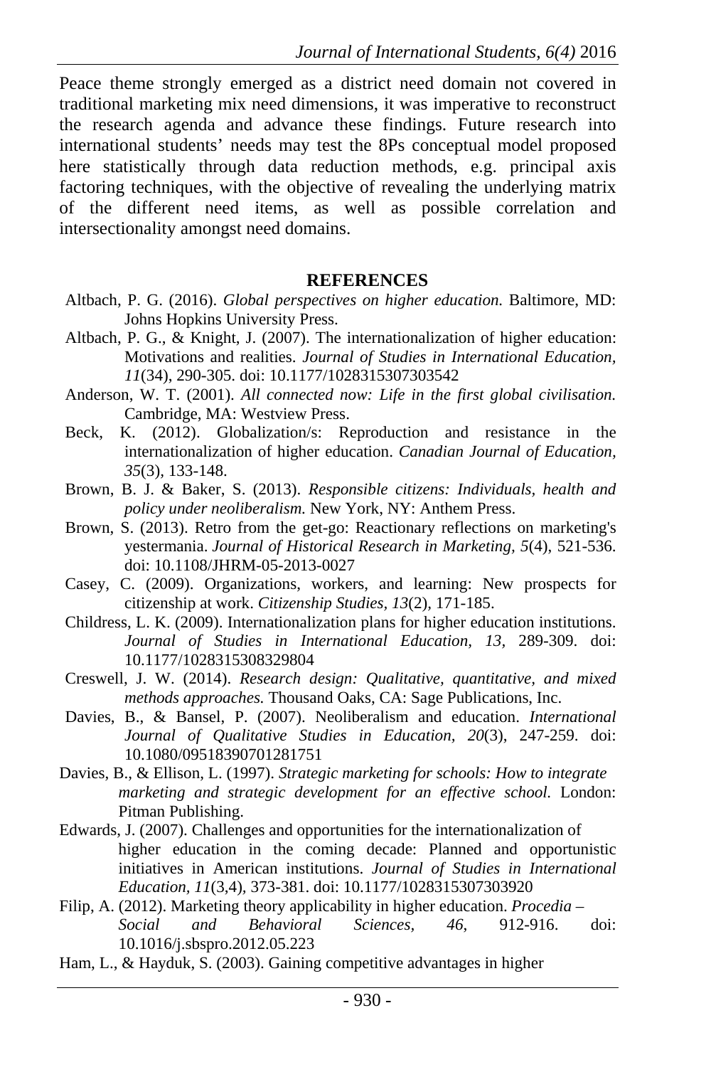Peace theme strongly emerged as a district need domain not covered in traditional marketing mix need dimensions, it was imperative to reconstruct the research agenda and advance these findings. Future research into international students' needs may test the 8Ps conceptual model proposed here statistically through data reduction methods, e.g. principal axis factoring techniques, with the objective of revealing the underlying matrix of the different need items, as well as possible correlation and intersectionality amongst need domains.

## REFERENCES

Altbach, P. G. (2016). *Global perspectives on higher education.* Baltimore, MD: Johns Hopkins University Press.

Altbach, P. G., & Knight, J. (2007). The internationalization of higher education: Motivations and realities. *Journal of Studies in International Education, 11*(34), 290-305. doi: 10.1177/1028315307303542

Anderson, W. T. (2001). *All connected now: Life in the first global civilisation.* Cambridge, MA: Westview Press.

Beck, K. (2012). Globalization/s: Reproduction and resistance in the internationalization of higher education. *Canadian Journal of Education, 35*(3), 133-148.

Brown, B. J. & Baker, S. (2013). *Responsible citizens: Individuals, health and policy under neoliberalism.* New York, NY: Anthem Press.

Brown, S. (2013). Retro from the get-go: Reactionary reflections on marketing's yestermania. *Journal of Historical Research in Marketing, 5*(4), 521-536. doi: 10.1108/JHRM-05-2013-0027

Casey, C. (2009). Organizations, workers, and learning: New prospects for citizenship at work. *Citizenship Studies, 13*(2), 171-185.

Childress, L. K. (2009). Internationalization plans for higher education institutions. *Journal of Studies in International Education, 13,* 289-309. doi: 10.1177/1028315308329804

Creswell, J. W. (2014). *Research design: Qualitative, quantitative, and mixed methods approaches.* Thousand Oaks, CA: Sage Publications, Inc.

Davies, B., & Bansel, P. (2007). Neoliberalism and education. *International Journal of Qualitative Studies in Education, 20*(3), 247-259. doi: 10.1080/09518390701281751

Davies, B., & Ellison, L. (1997). *Strategic marketing for schools: How to integrate marketing and strategic development for an effective school.* London: Pitman Publishing.

Edwards, J. (2007). Challenges and opportunities for the internationalization of higher education in the coming decade: Planned and opportunistic initiatives in American institutions. *Journal of Studies in International Education, 11*(3,4), 373-381. doi: 10.1177/1028315307303920

Filip, A. (2012). Marketing theory applicability in higher education. *Procedia – Social and Behavioral Sciences, 46*, 912-916. doi: 10.1016/j.sbspro.2012.05.223

Ham, L., & Hayduk, S. (2003). Gaining competitive advantages in higher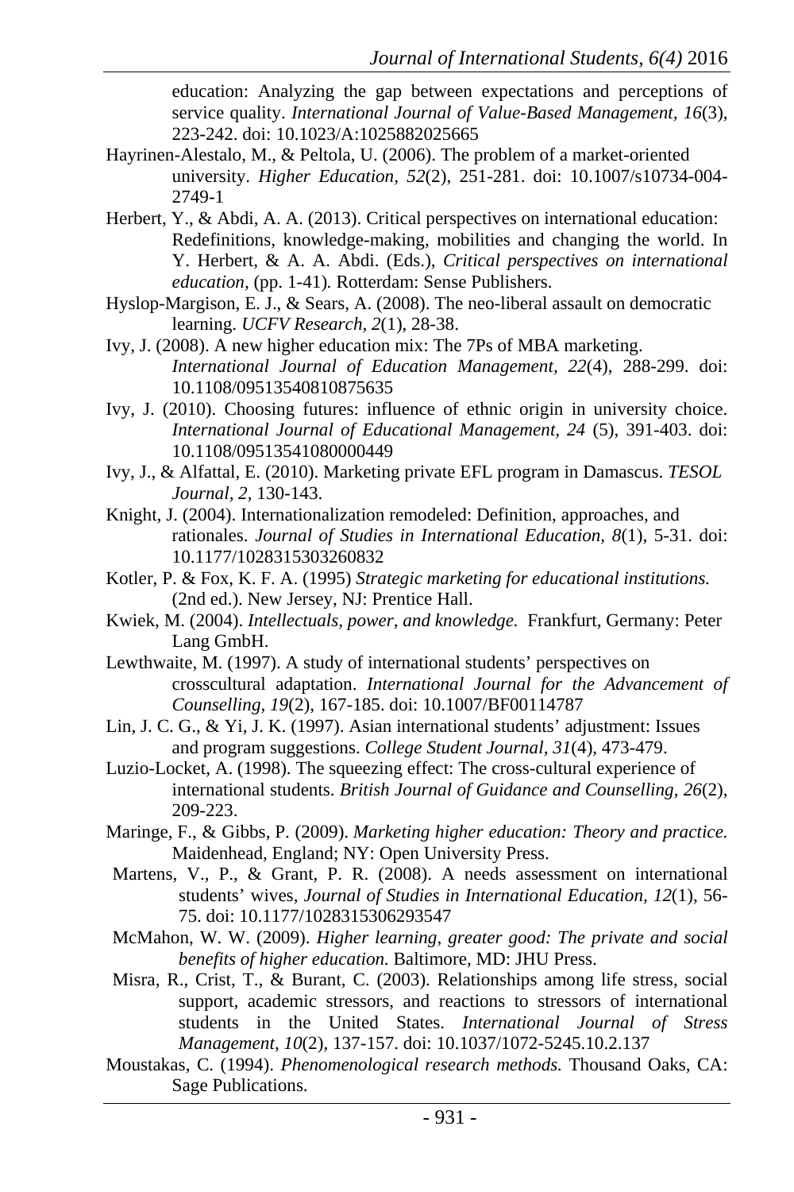education: Analyzing the gap between expectations and perceptions of service quality. *International Journal of Value-Based Management, 16*(3), 223-242. doi: 10.1023/A:1025882025665

Hayrinen-Alestalo, M., & Peltola, U. (2006). The problem of a market-oriented university. *Higher Education, 52*(2), 251-281. doi: 10.1007/s10734-004-2749-1

Herbert, Y., & Abdi, A. A. (2013). Critical perspectives on international education: Redefinitions, knowledge-making, mobilities and changing the world. In Y. Herbert, & A. A. Abdi. (Eds.), *Critical perspectives on international education*, (pp. 1-41). Rotterdam: Sense Publishers.

Hyslop-Margison, E. J., & Sears, A. (2008). The neo-liberal assault on democratic learning. *UCFV Research, 2*(1), 28-38.

Ivy, J. (2008). A new higher education mix: The 7Ps of MBA marketing. *International Journal of Education Management, 22*(4), 288-299. doi: 10.1108/09513540810875635

Ivy, J. (2010). Choosing futures: influence of ethnic origin in university choice. *International Journal of Educational Management, 24* (5), 391-403. doi: 10.1108/09513541080000449

Ivy, J., & Alfattal, E. (2010). Marketing private EFL program in Damascus. *TESOL Journal, 2*, 130-143.

Knight, J. (2004). Internationalization remodeled: Definition, approaches, and rationales. *Journal of Studies in International Education, 8*(1), 5-31. doi: 10.1177/1028315303260832

Kotler, P. & Fox, K. F. A. (1995) *Strategic marketing for educational institutions.* (2nd ed.). New Jersey, NJ: Prentice Hall.

Kwiek, M. (2004). *Intellectuals, power, and knowledge.* Frankfurt, Germany: Peter Lang GmbH.

Lewthwaite, M. (1997). A study of international students' perspectives on crosscultural adaptation. *International Journal for the Advancement of Counselling, 19*(2), 167-185. doi: 10.1007/BF00114787

Lin, J. C. G., & Yi, J. K. (1997). Asian international students' adjustment: Issues and program suggestions. *College Student Journal, 31*(4), 473-479.

Luzio-Locket, A. (1998). The squeezing effect: The cross-cultural experience of international students. *British Journal of Guidance and Counselling, 26*(2), 209-223.

Maringe, F., & Gibbs, P. (2009). *Marketing higher education: Theory and practice.* Maidenhead, England; NY: Open University Press.

Martens, V., P., & Grant, P. R. (2008). A needs assessment on international students' wives, *Journal of Studies in International Education, 12*(1), 56-75. doi: 10.1177/1028315306293547

McMahon, W. W. (2009). *Higher learning, greater good: The private and social benefits of higher education.* Baltimore, MD: JHU Press.

Misra, R., Crist, T., & Burant, C. (2003). Relationships among life stress, social support, academic stressors, and reactions to stressors of international students in the United States. *International Journal of Stress Management, 10*(2), 137-157. doi: 10.1037/1072-5245.10.2.137

Moustakas, C. (1994). *Phenomenological research methods.* Thousand Oaks, CA: Sage Publications.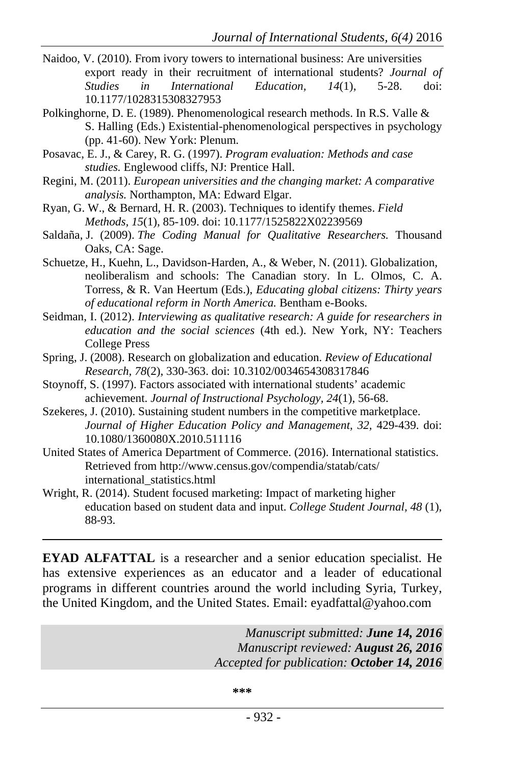Naidoo, V. (2010). From ivory towers to international business: Are universities export ready in their recruitment of international students? *Journal of Studies in International Education, 14*(1), 5-28. doi: 10.1177/1028315308327953

Polkinghorne, D. E. (1989). Phenomenological research methods. In R.S. Valle & S. Halling (Eds.) Existential-phenomenological perspectives in psychology (pp. 41-60). New York: Plenum.

Posavac, E. J., & Carey, R. G. (1997). *Program evaluation: Methods and case studies.* Englewood cliffs, NJ: Prentice Hall.

Regini, M. (2011). *European universities and the changing market: A comparative analysis.* Northampton, MA: Edward Elgar.

Ryan, G. W., & Bernard, H. R. (2003). Techniques to identify themes. *Field Methods, 15*(1), 85-109. doi: 10.1177/1525822X02239569

Saldaña, J. (2009). *The Coding Manual for Qualitative Researchers.* Thousand Oaks, CA: Sage.

Schuetze, H., Kuehn, L., Davidson-Harden, A., & Weber, N. (2011). Globalization, neoliberalism and schools: The Canadian story. In L. Olmos, C. A. Torress, & R. Van Heertum (Eds.), *Educating global citizens: Thirty years of educational reform in North America.* Bentham e-Books.

Seidman, I. (2012). *Interviewing as qualitative research: A guide for researchers in education and the social sciences* (4th ed.). New York, NY: Teachers College Press

Spring, J. (2008). Research on globalization and education. *Review of Educational Research, 78*(2), 330-363. doi: 10.3102/0034654308317846

Stoynoff, S. (1997). Factors associated with international students' academic achievement. *Journal of Instructional Psychology, 24*(1), 56-68.

Szekeres, J. (2010). Sustaining student numbers in the competitive marketplace. *Journal of Higher Education Policy and Management, 32*, 429-439. doi: 10.1080/1360080X.2010.511116

United States of America Department of Commerce. (2016). International statistics. Retrieved from http://www.census.gov/compendia/statab/cats/international_statistics.html

Wright, R. (2014). Student focused marketing: Impact of marketing higher education based on student data and input. *College Student Journal, 48* (1), 88-93.

---

**EYAD ALFATTAL** is a researcher and a senior education specialist. He has extensive experiences as an educator and a leader of educational programs in different countries around the world including Syria, Turkey, the United Kingdom, and the United States. Email: eyadfattal@yahoo.com

*Manuscript submitted: **June 14, 2016***
*Manuscript reviewed: **August 26, 2016***
*Accepted for publication: **October 14, 2016***

***